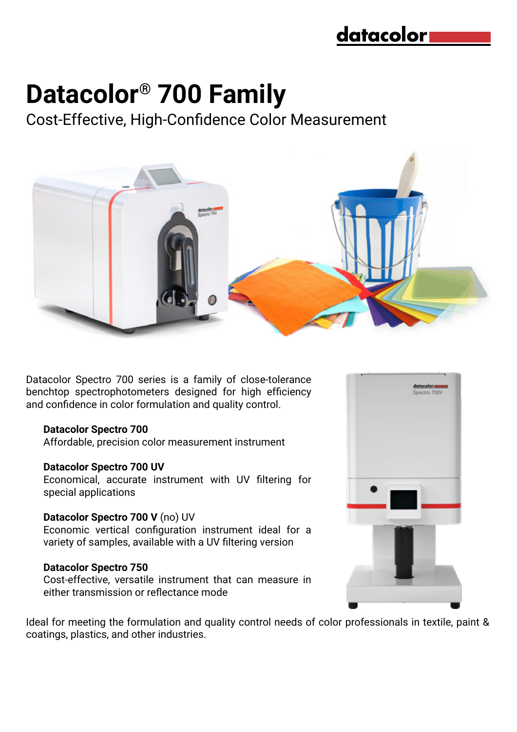datacolor

# Datacolor® 700 Family

## Cost-Effective, High-Confidence Color Measurement

Datacolor Spectro 700 series is a family of close-tolerance benchtop spectrophotometers designed for high efficiency and confidence in color formulation and quality control.

**Datacolor Spectro 700**
Affordable, precision color measurement instrument

**Datacolor Spectro 700 UV**
Economical, accurate instrument with UV filtering for special applications

**Datacolor Spectro 700 V** (no) UV
Economic vertical configuration instrument ideal for a variety of samples, available with a UV filtering version

**Datacolor Spectro 750**
Cost-effective, versatile instrument that can measure in either transmission or reflectance mode

Ideal for meeting the formulation and quality control needs of color professionals in textile, paint & coatings, plastics, and other industries.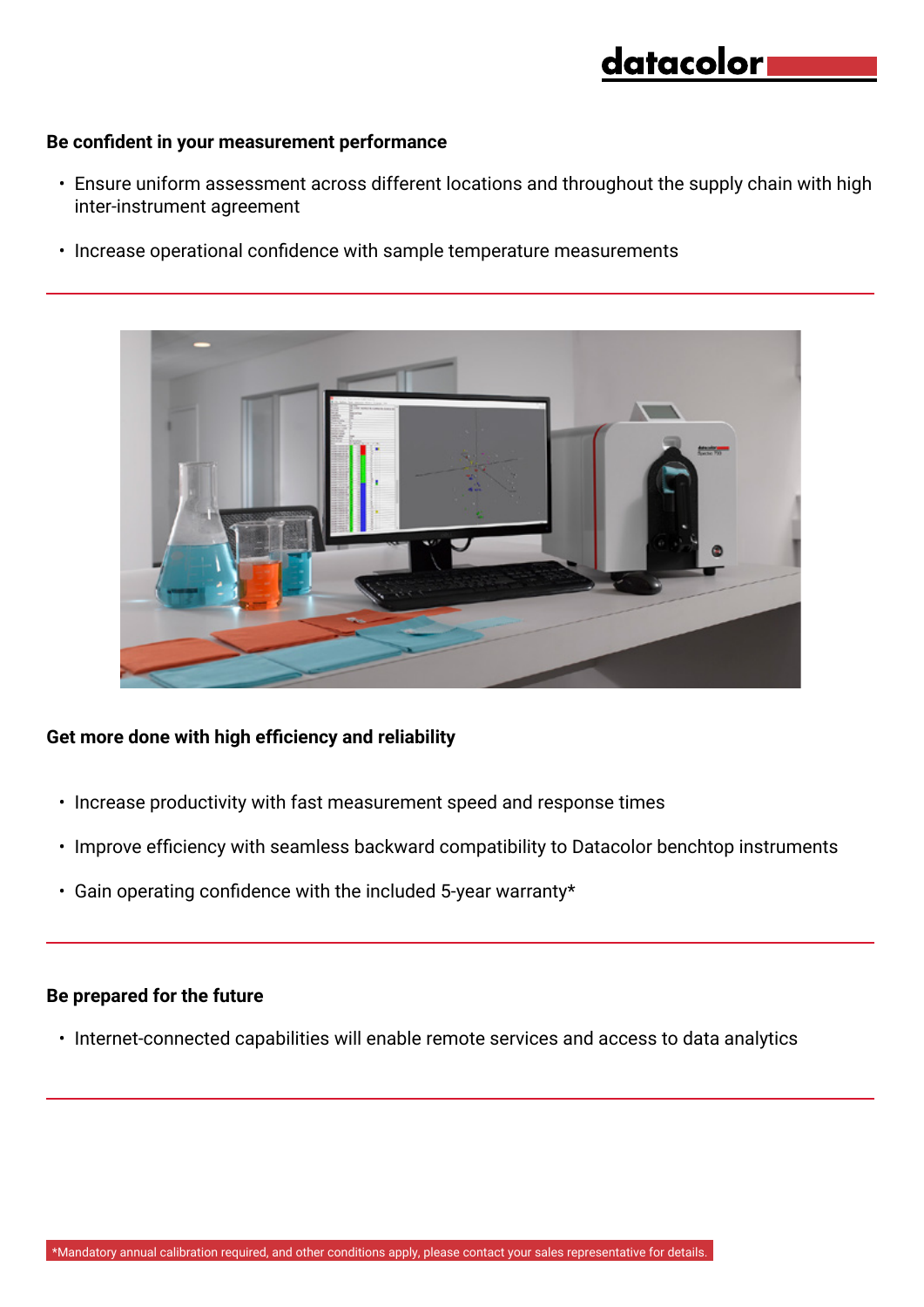## Be confident in your measurement performance

- Ensure uniform assessment across different locations and throughout the supply chain with high inter-instrument agreement
- Increase operational confidence with sample temperature measurements

## Get more done with high efficiency and reliability

- Increase productivity with fast measurement speed and response times
- Improve efficiency with seamless backward compatibility to Datacolor benchtop instruments
- Gain operating confidence with the included 5-year warranty*

## Be prepared for the future

- Internet-connected capabilities will enable remote services and access to data analytics

*Mandatory annual calibration required, and other conditions apply, please contact your sales representative for details.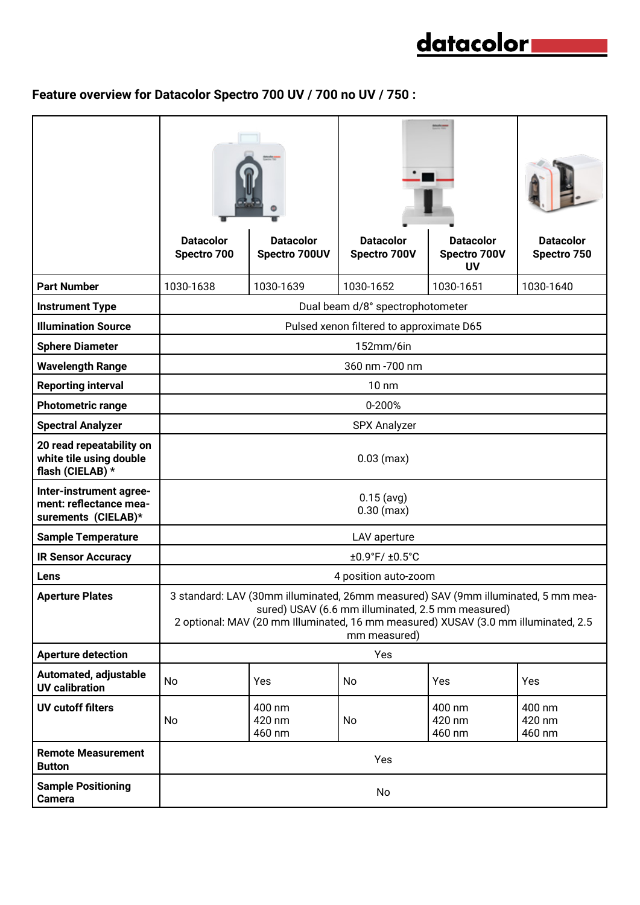**Feature overview for Datacolor Spectro 700 UV / 700 no UV / 750 :**

| | Datacolor Spectro 700 | Datacolor Spectro 700UV | Datacolor Spectro 700V | Datacolor Spectro 700V UV | Datacolor Spectro 750 |
|---|---|---|---|---|---|
| **Part Number** | 1030-1638 | 1030-1639 | 1030-1652 | 1030-1651 | 1030-1640 |
| **Instrument Type** | Dual beam d/8° spectrophotometer | | | | |
| **Illumination Source** | Pulsed xenon filtered to approximate D65 | | | | |
| **Sphere Diameter** | 152mm/6in | | | | |
| **Wavelength Range** | 360 nm -700 nm | | | | |
| **Reporting interval** | 10 nm | | | | |
| **Photometric range** | 0-200% | | | | |
| **Spectral Analyzer** | SPX Analyzer | | | | |
| **20 read repeatability on white tile using double flash (CIELAB) *** | 0.03 (max) | | | | |
| **Inter-instrument agreement: reflectance measurements (CIELAB)*** | 0.15 (avg)<br>0.30 (max) | | | | |
| **Sample Temperature** | LAV aperture | | | | |
| **IR Sensor Accuracy** | ±0.9°F/ ±0.5°C | | | | |
| **Lens** | 4 position auto-zoom | | | | |
| **Aperture Plates** | 3 standard: LAV (30mm illuminated, 26mm measured) SAV (9mm illuminated, 5 mm measured) USAV (6.6 mm illuminated, 2.5 mm measured)<br>2 optional: MAV (20 mm Illuminated, 16 mm measured) XUSAV (3.0 mm illuminated, 2.5 mm measured) | | | | |
| **Aperture detection** | Yes | | | | |
| **Automated, adjustable UV calibration** | No | Yes | No | Yes | Yes |
| **UV cutoff filters** | No | 400 nm<br>420 nm<br>460 nm | No | 400 nm<br>420 nm<br>460 nm | 400 nm<br>420 nm<br>460 nm |
| **Remote Measurement Button** | Yes | | | | |
| **Sample Positioning Camera** | No | | | | |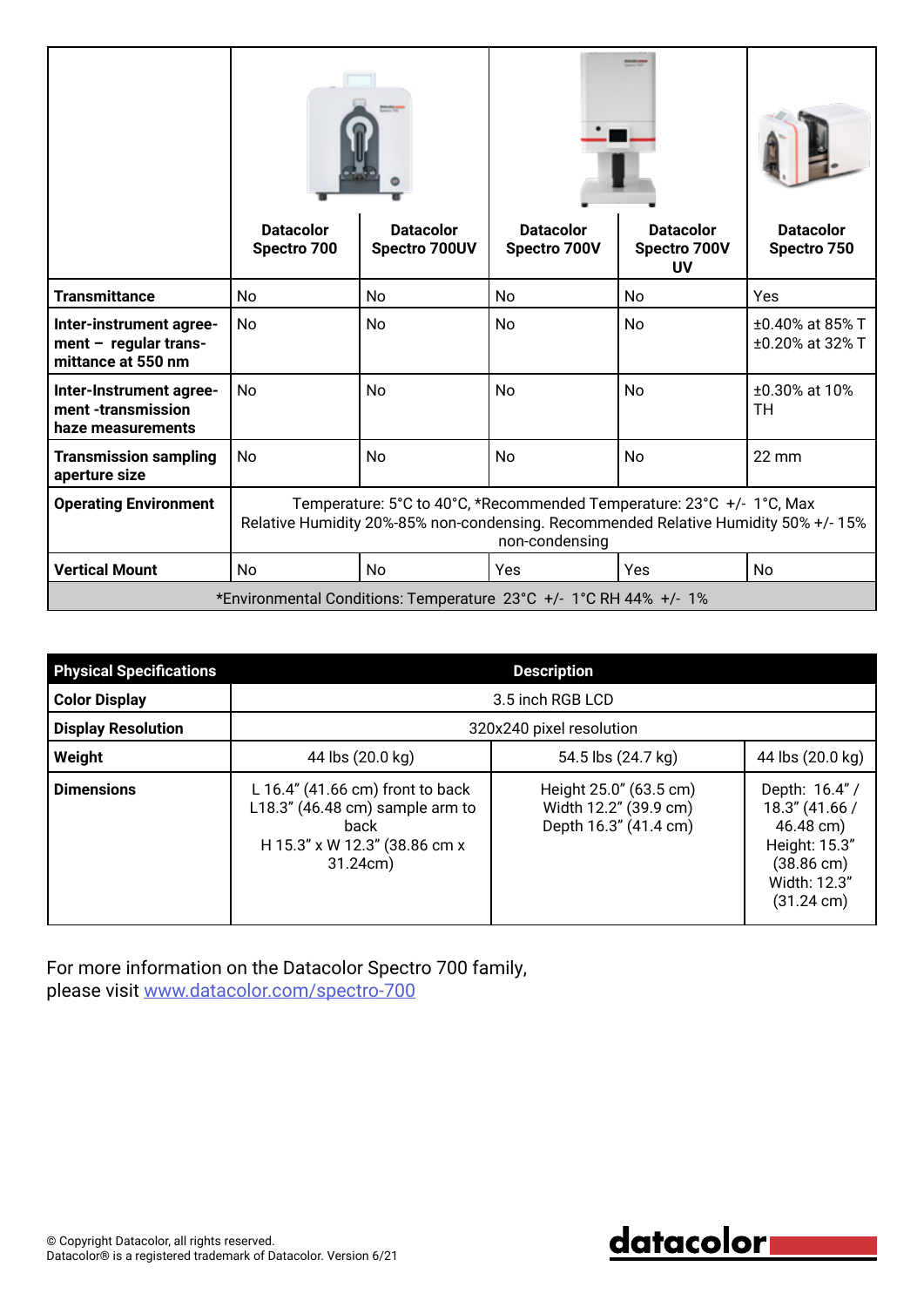| | Datacolor Spectro 700 | Datacolor Spectro 700UV | Datacolor Spectro 700V | Datacolor Spectro 700V UV | Datacolor Spectro 750 |
|---|---|---|---|---|---|
| **Transmittance** | No | No | No | No | Yes |
| **Inter-instrument agree­ment – regular trans­mittance at 550 nm** | No | No | No | No | ±0.40% at 85% T ±0.20% at 32% T |
| **Inter-Instrument agree­ment -transmission haze measurements** | No | No | No | No | ±0.30% at 10% TH |
| **Transmission sampling aperture size** | No | No | No | No | 22 mm |
| **Operating Environment** | Temperature: 5°C to 40°C, *Recommended Temperature: 23°C +/- 1°C, Max Relative Humidity 20%-85% non-condensing. Recommended Relative Humidity 50% +/- 15% non-condensing | | | | |
| **Vertical Mount** | No | No | Yes | Yes | No |
| *Environmental Conditions: Temperature 23°C +/- 1°C RH 44% +/- 1% | | | | | |

| **Physical Specifications** | **Description** | | |
|---|---|---|---|
| **Color Display** | 3.5 inch RGB LCD | | |
| **Display Resolution** | 320x240 pixel resolution | | |
| **Weight** | 44 lbs (20.0 kg) | 54.5 lbs (24.7 kg) | 44 lbs (20.0 kg) |
| **Dimensions** | L 16.4" (41.66 cm) front to back L18.3" (46.48 cm) sample arm to back H 15.3" x W 12.3" (38.86 cm x 31.24cm) | Height 25.0" (63.5 cm) Width 12.2" (39.9 cm) Depth 16.3" (41.4 cm) | Depth: 16.4" / 18.3" (41.66 / 46.48 cm) Height: 15.3" (38.86 cm) Width: 12.3" (31.24 cm) |

For more information on the Datacolor Spectro 700 family,
please visit [www.datacolor.com/spectro-700](www.datacolor.com/spectro-700)

© Copyright Datacolor, all rights reserved.
Datacolor® is a registered trademark of Datacolor. Version 6/21